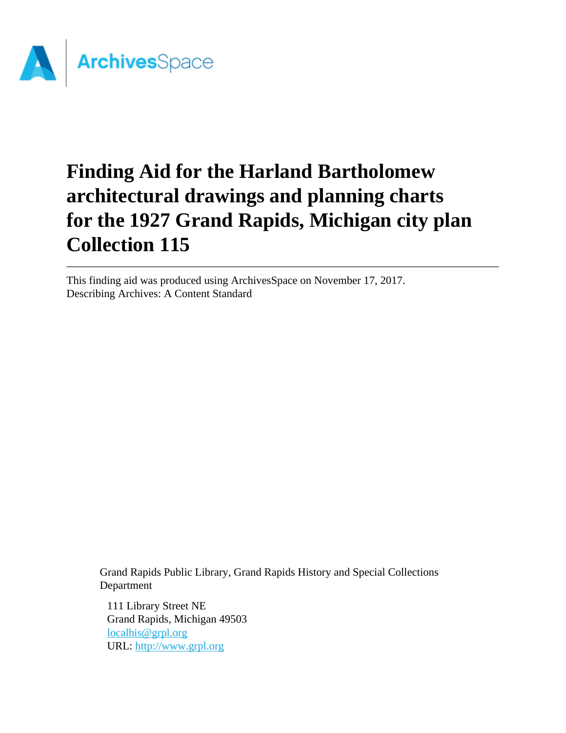ArchivesSpace

# Finding Aid for the Harland Bartholomew architectural drawings and planning charts for the 1927 Grand Rapids, Michigan city plan Collection 115

---

This finding aid was produced using ArchivesSpace on November 17, 2017.
Describing Archives: A Content Standard

Grand Rapids Public Library, Grand Rapids History and Special Collections Department

111 Library Street NE
Grand Rapids, Michigan 49503
[localhis@grpl.org](mailto:localhis@grpl.org)
URL: [http://www.grpl.org](http://www.grpl.org)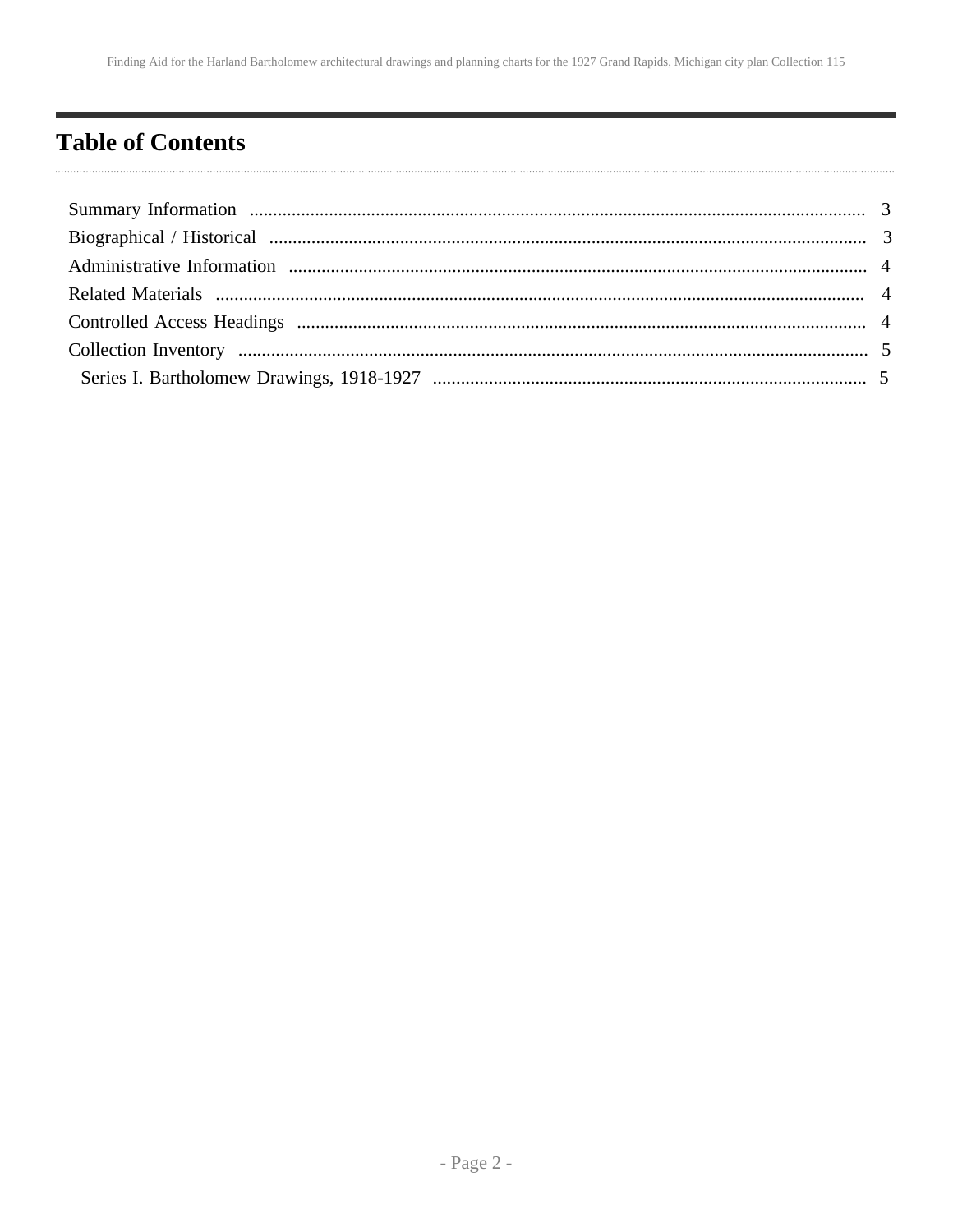## Table of Contents

- Summary Information ..... 3
- Biographical / Historical ..... 3
- Administrative Information ..... 4
- Related Materials ..... 4
- Controlled Access Headings ..... 4
- Collection Inventory ..... 5
  - Series I. Bartholomew Drawings, 1918-1927 ..... 5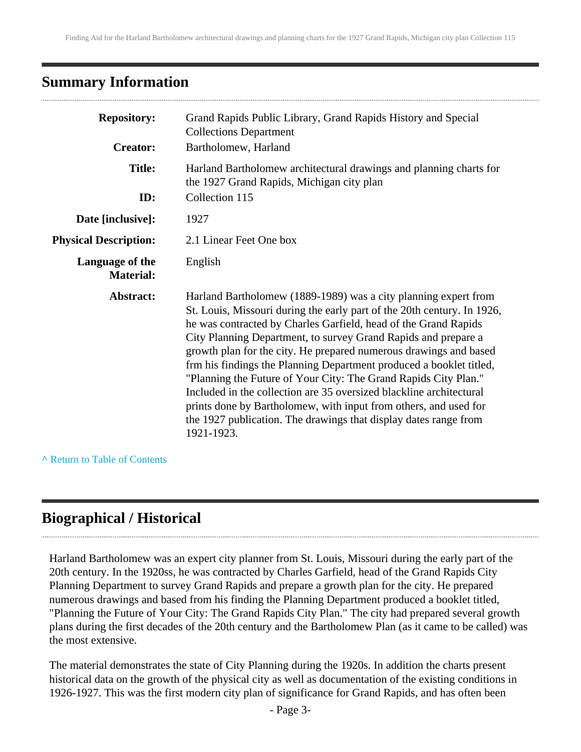## Summary Information

| | |
|---|---|
| **Repository:** | Grand Rapids Public Library, Grand Rapids History and Special Collections Department |
| **Creator:** | Bartholomew, Harland |
| **Title:** | Harland Bartholomew architectural drawings and planning charts for the 1927 Grand Rapids, Michigan city plan |
| **ID:** | Collection 115 |
| **Date [inclusive]:** | 1927 |
| **Physical Description:** | 2.1 Linear Feet One box |
| **Language of the Material:** | English |
| **Abstract:** | Harland Bartholomew (1889-1989) was a city planning expert from St. Louis, Missouri during the early part of the 20th century. In 1926, he was contracted by Charles Garfield, head of the Grand Rapids City Planning Department, to survey Grand Rapids and prepare a growth plan for the city. He prepared numerous drawings and based frm his findings the Planning Department produced a booklet titled, "Planning the Future of Your City: The Grand Rapids City Plan." Included in the collection are 35 oversized blackline architectural prints done by Bartholomew, with input from others, and used for the 1927 publication. The drawings that display dates range from 1921-1923. |

^ Return to Table of Contents

## Biographical / Historical

Harland Bartholomew was an expert city planner from St. Louis, Missouri during the early part of the 20th century. In the 1920ss, he was contracted by Charles Garfield, head of the Grand Rapids City Planning Department to survey Grand Rapids and prepare a growth plan for the city. He prepared numerous drawings and based from his finding the Planning Department produced a booklet titled, "Planning the Future of Your City: The Grand Rapids City Plan." The city had prepared several growth plans during the first decades of the 20th century and the Bartholomew Plan (as it came to be called) was the most extensive.

The material demonstrates the state of City Planning during the 1920s. In addition the charts present historical data on the growth of the physical city as well as documentation of the existing conditions in 1926-1927. This was the first modern city plan of significance for Grand Rapids, and has often been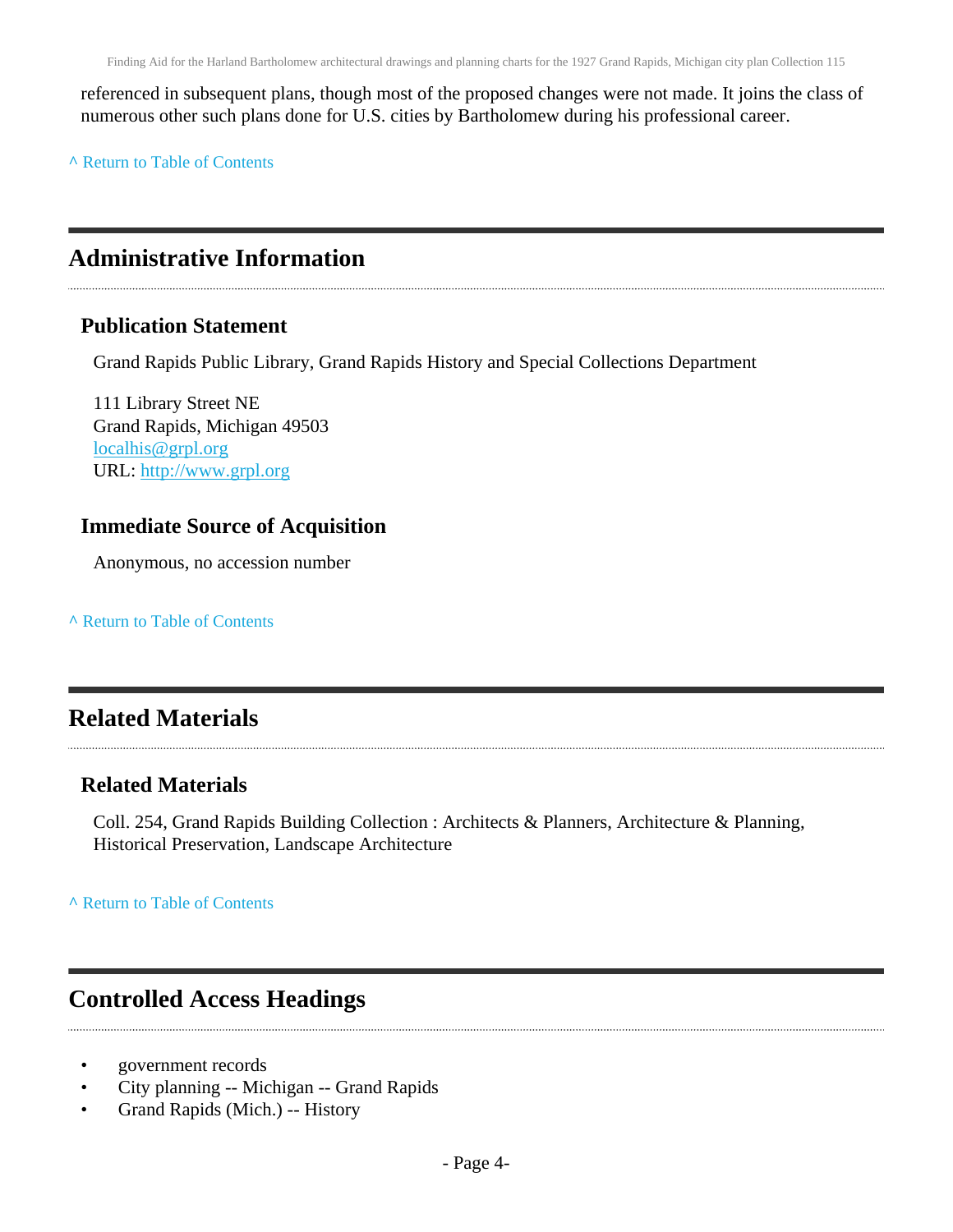referenced in subsequent plans, though most of the proposed changes were not made. It joins the class of numerous other such plans done for U.S. cities by Bartholomew during his professional career.

^ Return to Table of Contents

## Administrative Information

### Publication Statement

Grand Rapids Public Library, Grand Rapids History and Special Collections Department

111 Library Street NE
Grand Rapids, Michigan 49503
localhis@grpl.org
URL: http://www.grpl.org

### Immediate Source of Acquisition

Anonymous, no accession number

^ Return to Table of Contents

## Related Materials

### Related Materials

Coll. 254, Grand Rapids Building Collection : Architects & Planners, Architecture & Planning, Historical Preservation, Landscape Architecture

^ Return to Table of Contents

## Controlled Access Headings

- government records
- City planning -- Michigan -- Grand Rapids
- Grand Rapids (Mich.) -- History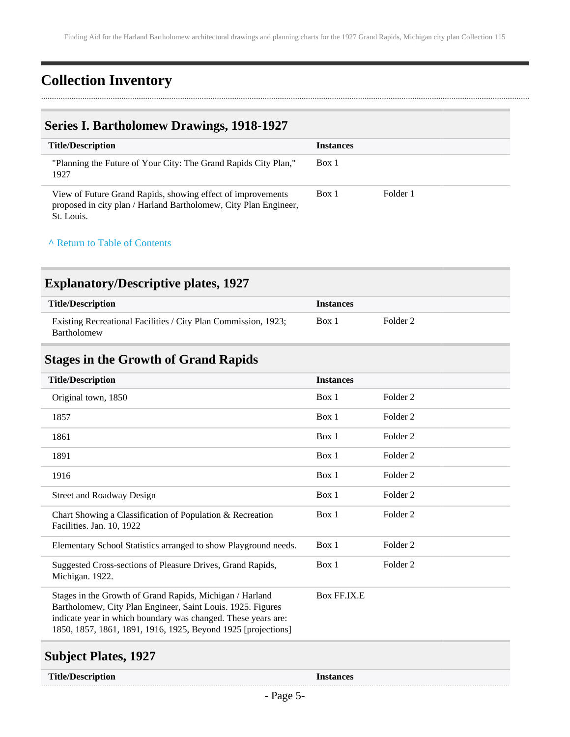## Collection Inventory

### Series I. Bartholomew Drawings, 1918-1927

| Title/Description | Instances | |
|---|---|---|
| "Planning the Future of Your City: The Grand Rapids City Plan," 1927 | Box 1 | |
| View of Future Grand Rapids, showing effect of improvements proposed in city plan / Harland Bartholomew, City Plan Engineer, St. Louis. | Box 1 | Folder 1 |

^ Return to Table of Contents

### Explanatory/Descriptive plates, 1927

| Title/Description | Instances | |
|---|---|---|
| Existing Recreational Facilities / City Plan Commission, 1923; Bartholomew | Box 1 | Folder 2 |

### Stages in the Growth of Grand Rapids

| Title/Description | Instances | |
|---|---|---|
| Original town, 1850 | Box 1 | Folder 2 |
| 1857 | Box 1 | Folder 2 |
| 1861 | Box 1 | Folder 2 |
| 1891 | Box 1 | Folder 2 |
| 1916 | Box 1 | Folder 2 |
| Street and Roadway Design | Box 1 | Folder 2 |
| Chart Showing a Classification of Population & Recreation Facilities. Jan. 10, 1922 | Box 1 | Folder 2 |
| Elementary School Statistics arranged to show Playground needs. | Box 1 | Folder 2 |
| Suggested Cross-sections of Pleasure Drives, Grand Rapids, Michigan. 1922. | Box 1 | Folder 2 |
| Stages in the Growth of Grand Rapids, Michigan / Harland Bartholomew, City Plan Engineer, Saint Louis. 1925. Figures indicate year in which boundary was changed. These years are: 1850, 1857, 1861, 1891, 1916, 1925, Beyond 1925 [projections] | Box FF.IX.E | |

### Subject Plates, 1927

| Title/Description | Instances |
|---|---|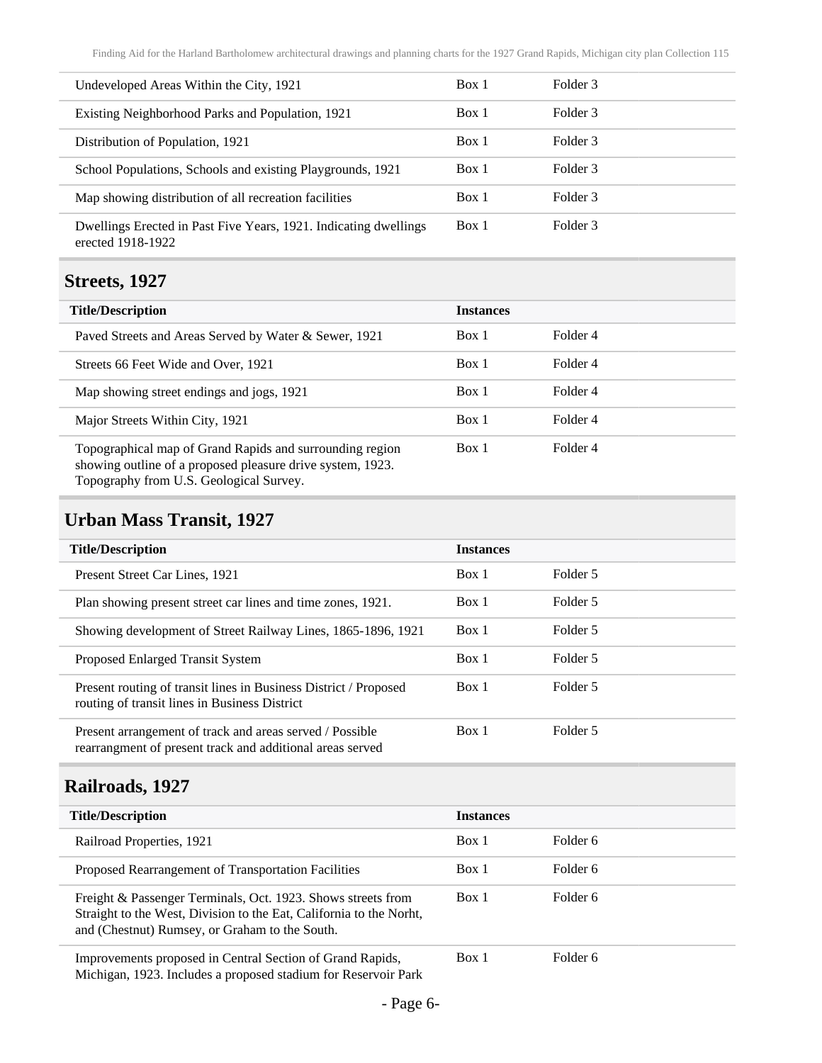| | | |
|---|---|---|
| Undeveloped Areas Within the City, 1921 | Box 1 | Folder 3 |
| Existing Neighborhood Parks and Population, 1921 | Box 1 | Folder 3 |
| Distribution of Population, 1921 | Box 1 | Folder 3 |
| School Populations, Schools and existing Playgrounds, 1921 | Box 1 | Folder 3 |
| Map showing distribution of all recreation facilities | Box 1 | Folder 3 |
| Dwellings Erected in Past Five Years, 1921. Indicating dwellings erected 1918-1922 | Box 1 | Folder 3 |

## Streets, 1927

| Title/Description | Instances | |
|---|---|---|
| Paved Streets and Areas Served by Water & Sewer, 1921 | Box 1 | Folder 4 |
| Streets 66 Feet Wide and Over, 1921 | Box 1 | Folder 4 |
| Map showing street endings and jogs, 1921 | Box 1 | Folder 4 |
| Major Streets Within City, 1921 | Box 1 | Folder 4 |
| Topographical map of Grand Rapids and surrounding region showing outline of a proposed pleasure drive system, 1923. Topography from U.S. Geological Survey. | Box 1 | Folder 4 |

## Urban Mass Transit, 1927

| Title/Description | Instances | |
|---|---|---|
| Present Street Car Lines, 1921 | Box 1 | Folder 5 |
| Plan showing present street car lines and time zones, 1921. | Box 1 | Folder 5 |
| Showing development of Street Railway Lines, 1865-1896, 1921 | Box 1 | Folder 5 |
| Proposed Enlarged Transit System | Box 1 | Folder 5 |
| Present routing of transit lines in Business District / Proposed routing of transit lines in Business District | Box 1 | Folder 5 |
| Present arrangement of track and areas served / Possible rearrangment of present track and additional areas served | Box 1 | Folder 5 |

## Railroads, 1927

| Title/Description | Instances | |
|---|---|---|
| Railroad Properties, 1921 | Box 1 | Folder 6 |
| Proposed Rearrangement of Transportation Facilities | Box 1 | Folder 6 |
| Freight & Passenger Terminals, Oct. 1923. Shows streets from Straight to the West, Division to the Eat, California to the Norht, and (Chestnut) Rumsey, or Graham to the South. | Box 1 | Folder 6 |
| Improvements proposed in Central Section of Grand Rapids, Michigan, 1923. Includes a proposed stadium for Reservoir Park | Box 1 | Folder 6 |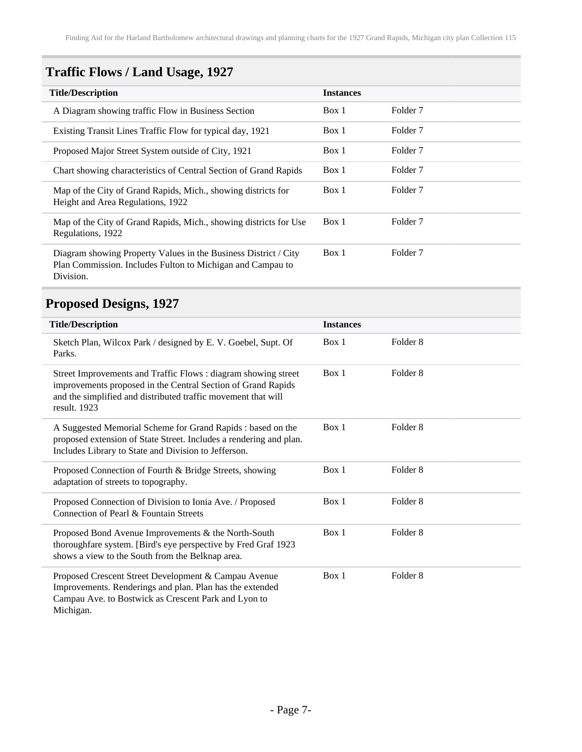## Traffic Flows / Land Usage, 1927

| Title/Description | Instances | |
|---|---|---|
| A Diagram showing traffic Flow in Business Section | Box 1 | Folder 7 |
| Existing Transit Lines Traffic Flow for typical day, 1921 | Box 1 | Folder 7 |
| Proposed Major Street System outside of City, 1921 | Box 1 | Folder 7 |
| Chart showing characteristics of Central Section of Grand Rapids | Box 1 | Folder 7 |
| Map of the City of Grand Rapids, Mich., showing districts for Height and Area Regulations, 1922 | Box 1 | Folder 7 |
| Map of the City of Grand Rapids, Mich., showing districts for Use Regulations, 1922 | Box 1 | Folder 7 |
| Diagram showing Property Values in the Business District / City Plan Commission. Includes Fulton to Michigan and Campau to Division. | Box 1 | Folder 7 |

## Proposed Designs, 1927

| Title/Description | Instances | |
|---|---|---|
| Sketch Plan, Wilcox Park / designed by E. V. Goebel, Supt. Of Parks. | Box 1 | Folder 8 |
| Street Improvements and Traffic Flows : diagram showing street improvements proposed in the Central Section of Grand Rapids and the simplified and distributed traffic movement that will result. 1923 | Box 1 | Folder 8 |
| A Suggested Memorial Scheme for Grand Rapids : based on the proposed extension of State Street. Includes a rendering and plan. Includes Library to State and Division to Jefferson. | Box 1 | Folder 8 |
| Proposed Connection of Fourth & Bridge Streets, showing adaptation of streets to topography. | Box 1 | Folder 8 |
| Proposed Connection of Division to Ionia Ave. / Proposed Connection of Pearl & Fountain Streets | Box 1 | Folder 8 |
| Proposed Bond Avenue Improvements & the North-South thoroughfare system. [Bird's eye perspective by Fred Graf 1923 shows a view to the South from the Belknap area. | Box 1 | Folder 8 |
| Proposed Crescent Street Development & Campau Avenue Improvements. Renderings and plan. Plan has the extended Campau Ave. to Bostwick as Crescent Park and Lyon to Michigan. | Box 1 | Folder 8 |